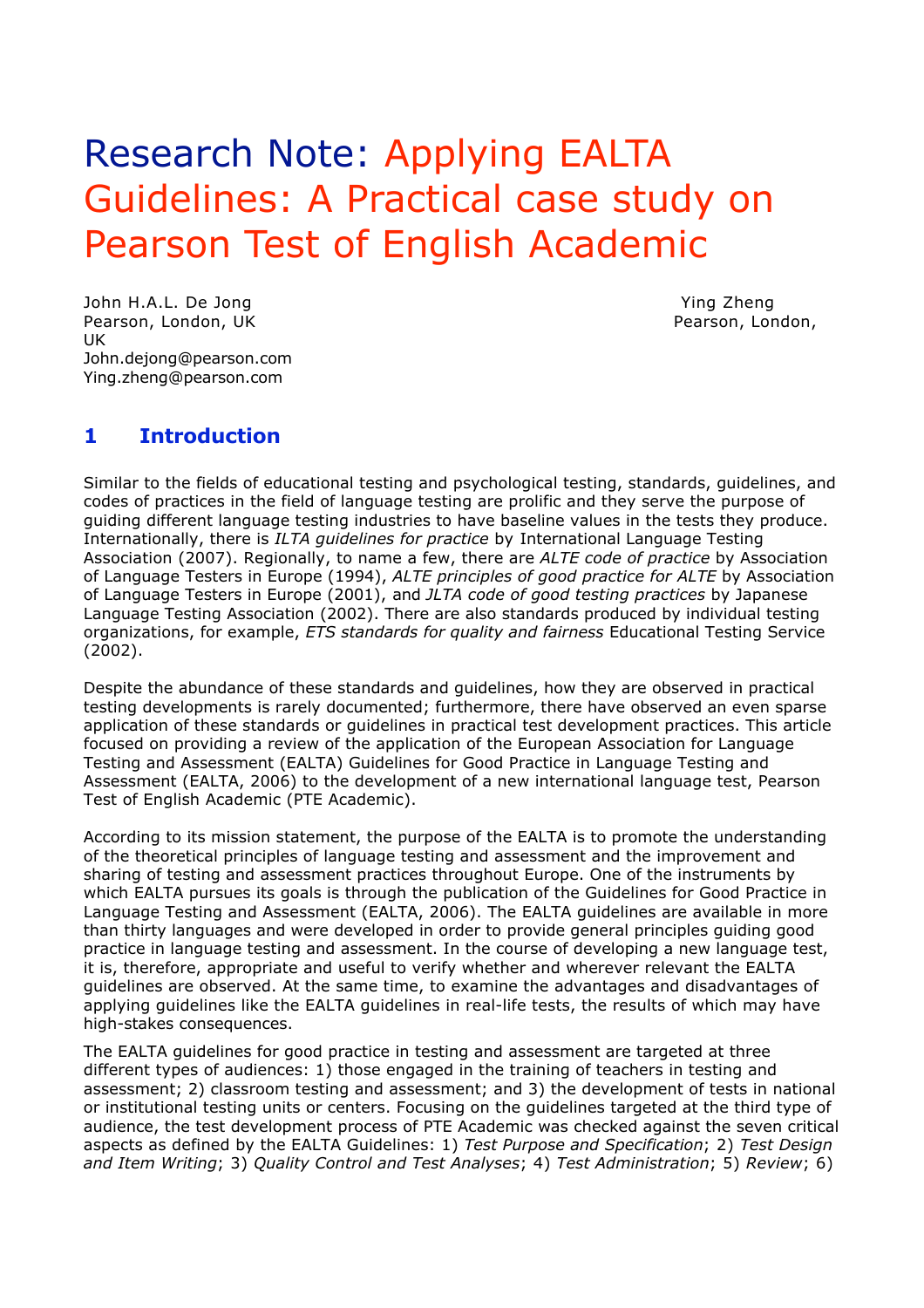# Research Note: Applying EALTA Guidelines: A Practical case study on Pearson Test of English Academic

John H.A.L. De Jong
Pearson, London, UK
John.dejong@pearson.com

Ying Zheng
Pearson, London, UK
Ying.zheng@pearson.com

## 1 Introduction

Similar to the fields of educational testing and psychological testing, standards, guidelines, and codes of practices in the field of language testing are prolific and they serve the purpose of guiding different language testing industries to have baseline values in the tests they produce. Internationally, there is *ILTA guidelines for practice* by International Language Testing Association (2007). Regionally, to name a few, there are *ALTE code of practice* by Association of Language Testers in Europe (1994), *ALTE principles of good practice for ALTE* by Association of Language Testers in Europe (2001), and *JLTA code of good testing practices* by Japanese Language Testing Association (2002). There are also standards produced by individual testing organizations, for example, *ETS standards for quality and fairness* Educational Testing Service (2002).

Despite the abundance of these standards and guidelines, how they are observed in practical testing developments is rarely documented; furthermore, there have observed an even sparse application of these standards or guidelines in practical test development practices. This article focused on providing a review of the application of the European Association for Language Testing and Assessment (EALTA) Guidelines for Good Practice in Language Testing and Assessment (EALTA, 2006) to the development of a new international language test, Pearson Test of English Academic (PTE Academic).

According to its mission statement, the purpose of the EALTA is to promote the understanding of the theoretical principles of language testing and assessment and the improvement and sharing of testing and assessment practices throughout Europe. One of the instruments by which EALTA pursues its goals is through the publication of the Guidelines for Good Practice in Language Testing and Assessment (EALTA, 2006). The EALTA guidelines are available in more than thirty languages and were developed in order to provide general principles guiding good practice in language testing and assessment. In the course of developing a new language test, it is, therefore, appropriate and useful to verify whether and wherever relevant the EALTA guidelines are observed. At the same time, to examine the advantages and disadvantages of applying guidelines like the EALTA guidelines in real-life tests, the results of which may have high-stakes consequences.

The EALTA guidelines for good practice in testing and assessment are targeted at three different types of audiences: 1) those engaged in the training of teachers in testing and assessment; 2) classroom testing and assessment; and 3) the development of tests in national or institutional testing units or centers. Focusing on the guidelines targeted at the third type of audience, the test development process of PTE Academic was checked against the seven critical aspects as defined by the EALTA Guidelines: 1) *Test Purpose and Specification*; 2) *Test Design and Item Writing*; 3) *Quality Control and Test Analyses*; 4) *Test Administration*; 5) *Review*; 6)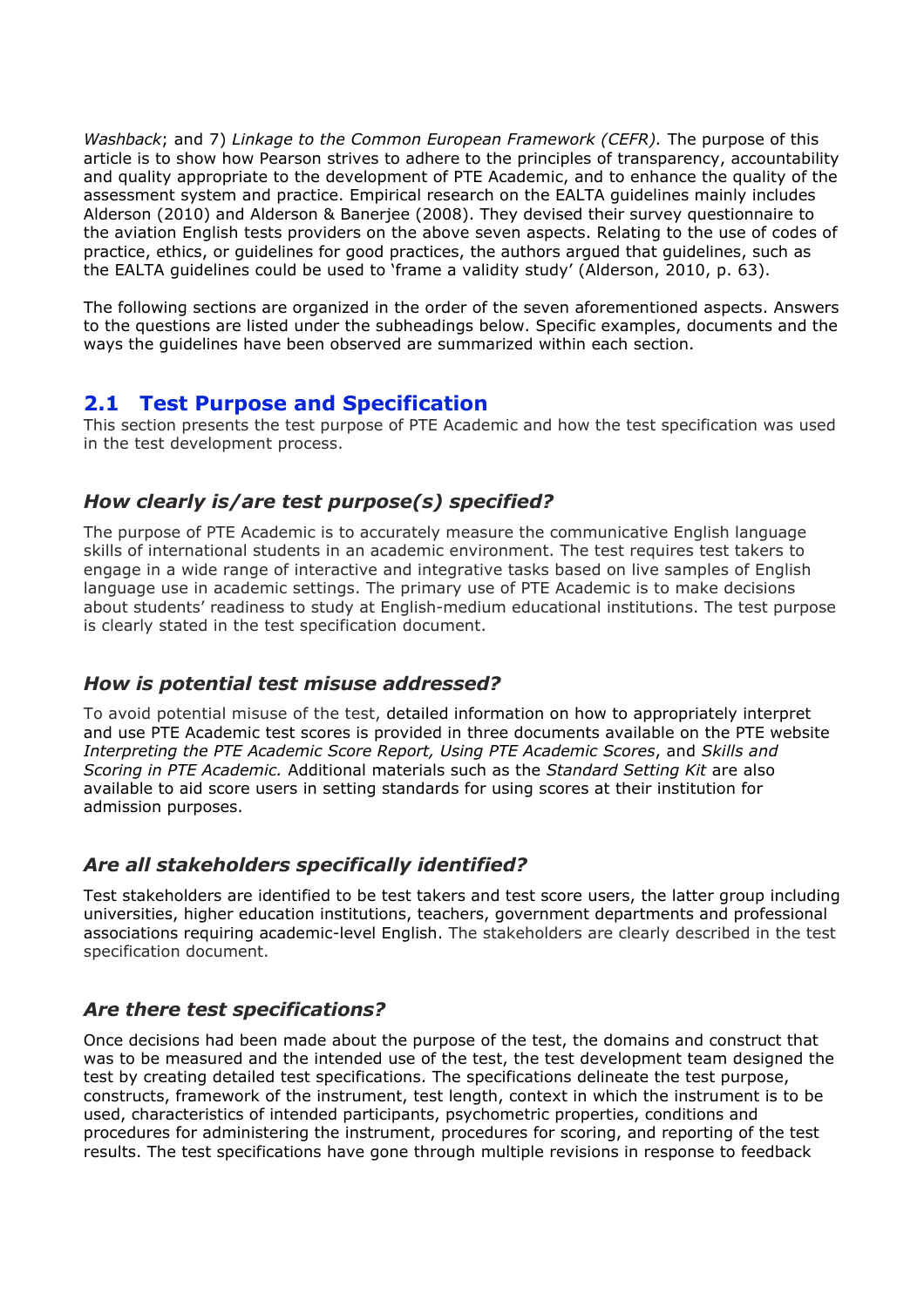*Washback*; and 7) *Linkage to the Common European Framework (CEFR).* The purpose of this article is to show how Pearson strives to adhere to the principles of transparency, accountability and quality appropriate to the development of PTE Academic, and to enhance the quality of the assessment system and practice. Empirical research on the EALTA guidelines mainly includes Alderson (2010) and Alderson & Banerjee (2008). They devised their survey questionnaire to the aviation English tests providers on the above seven aspects. Relating to the use of codes of practice, ethics, or guidelines for good practices, the authors argued that guidelines, such as the EALTA guidelines could be used to 'frame a validity study' (Alderson, 2010, p. 63).

The following sections are organized in the order of the seven aforementioned aspects. Answers to the questions are listed under the subheadings below. Specific examples, documents and the ways the guidelines have been observed are summarized within each section.

## 2.1 Test Purpose and Specification

This section presents the test purpose of PTE Academic and how the test specification was used in the test development process.

### *How clearly is/are test purpose(s) specified?*

The purpose of PTE Academic is to accurately measure the communicative English language skills of international students in an academic environment. The test requires test takers to engage in a wide range of interactive and integrative tasks based on live samples of English language use in academic settings. The primary use of PTE Academic is to make decisions about students' readiness to study at English-medium educational institutions. The test purpose is clearly stated in the test specification document.

### *How is potential test misuse addressed?*

To avoid potential misuse of the test, detailed information on how to appropriately interpret and use PTE Academic test scores is provided in three documents available on the PTE website *Interpreting the PTE Academic Score Report, Using PTE Academic Scores*, and *Skills and Scoring in PTE Academic.* Additional materials such as the *Standard Setting Kit* are also available to aid score users in setting standards for using scores at their institution for admission purposes.

### *Are all stakeholders specifically identified?*

Test stakeholders are identified to be test takers and test score users, the latter group including universities, higher education institutions, teachers, government departments and professional associations requiring academic-level English. The stakeholders are clearly described in the test specification document.

### *Are there test specifications?*

Once decisions had been made about the purpose of the test, the domains and construct that was to be measured and the intended use of the test, the test development team designed the test by creating detailed test specifications. The specifications delineate the test purpose, constructs, framework of the instrument, test length, context in which the instrument is to be used, characteristics of intended participants, psychometric properties, conditions and procedures for administering the instrument, procedures for scoring, and reporting of the test results. The test specifications have gone through multiple revisions in response to feedback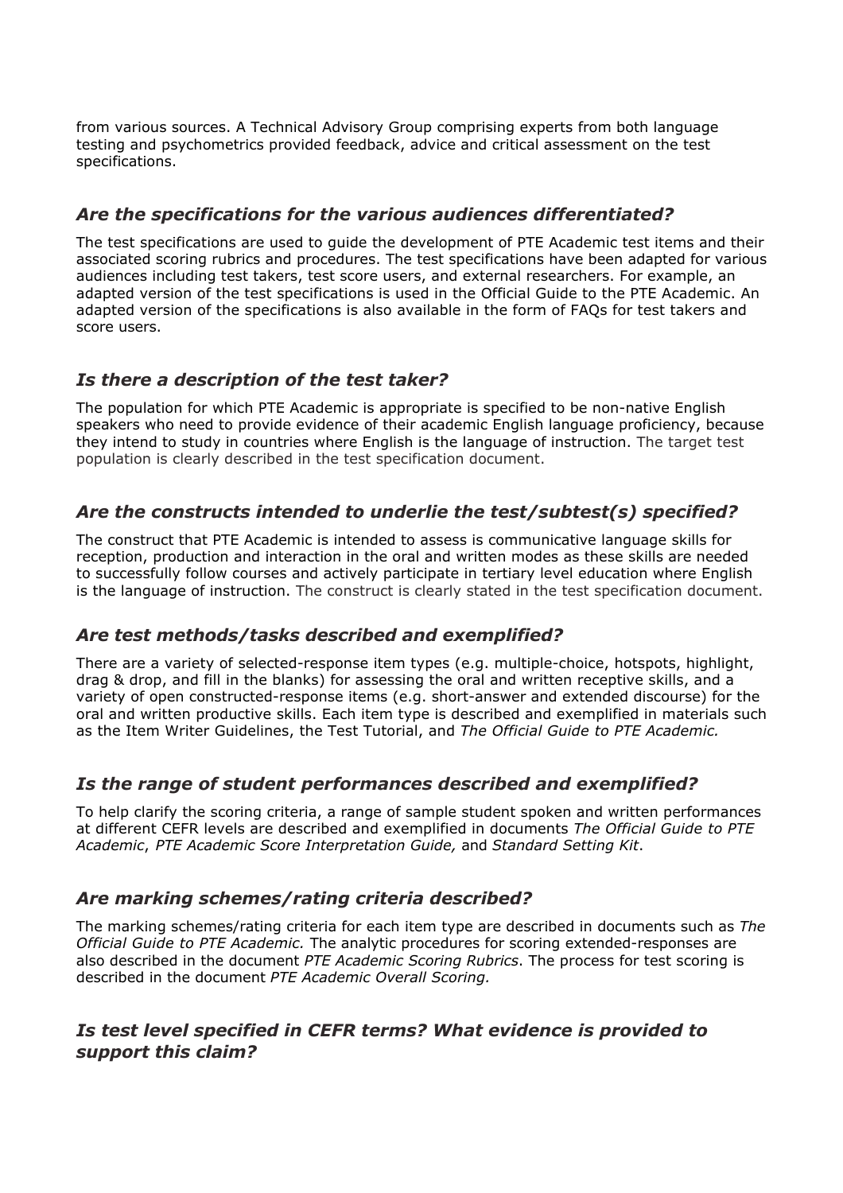from various sources. A Technical Advisory Group comprising experts from both language testing and psychometrics provided feedback, advice and critical assessment on the test specifications.

### *Are the specifications for the various audiences differentiated?*

The test specifications are used to guide the development of PTE Academic test items and their associated scoring rubrics and procedures. The test specifications have been adapted for various audiences including test takers, test score users, and external researchers. For example, an adapted version of the test specifications is used in the Official Guide to the PTE Academic. An adapted version of the specifications is also available in the form of FAQs for test takers and score users.

### *Is there a description of the test taker?*

The population for which PTE Academic is appropriate is specified to be non-native English speakers who need to provide evidence of their academic English language proficiency, because they intend to study in countries where English is the language of instruction. The target test population is clearly described in the test specification document.

### *Are the constructs intended to underlie the test/subtest(s) specified?*

The construct that PTE Academic is intended to assess is communicative language skills for reception, production and interaction in the oral and written modes as these skills are needed to successfully follow courses and actively participate in tertiary level education where English is the language of instruction. The construct is clearly stated in the test specification document.

### *Are test methods/tasks described and exemplified?*

There are a variety of selected-response item types (e.g. multiple-choice, hotspots, highlight, drag & drop, and fill in the blanks) for assessing the oral and written receptive skills, and a variety of open constructed-response items (e.g. short-answer and extended discourse) for the oral and written productive skills. Each item type is described and exemplified in materials such as the Item Writer Guidelines, the Test Tutorial, and *The Official Guide to PTE Academic.*

### *Is the range of student performances described and exemplified?*

To help clarify the scoring criteria, a range of sample student spoken and written performances at different CEFR levels are described and exemplified in documents *The Official Guide to PTE Academic*, *PTE Academic Score Interpretation Guide,* and *Standard Setting Kit*.

### *Are marking schemes/rating criteria described?*

The marking schemes/rating criteria for each item type are described in documents such as *The Official Guide to PTE Academic.* The analytic procedures for scoring extended-responses are also described in the document *PTE Academic Scoring Rubrics*. The process for test scoring is described in the document *PTE Academic Overall Scoring.*

### *Is test level specified in CEFR terms? What evidence is provided to support this claim?*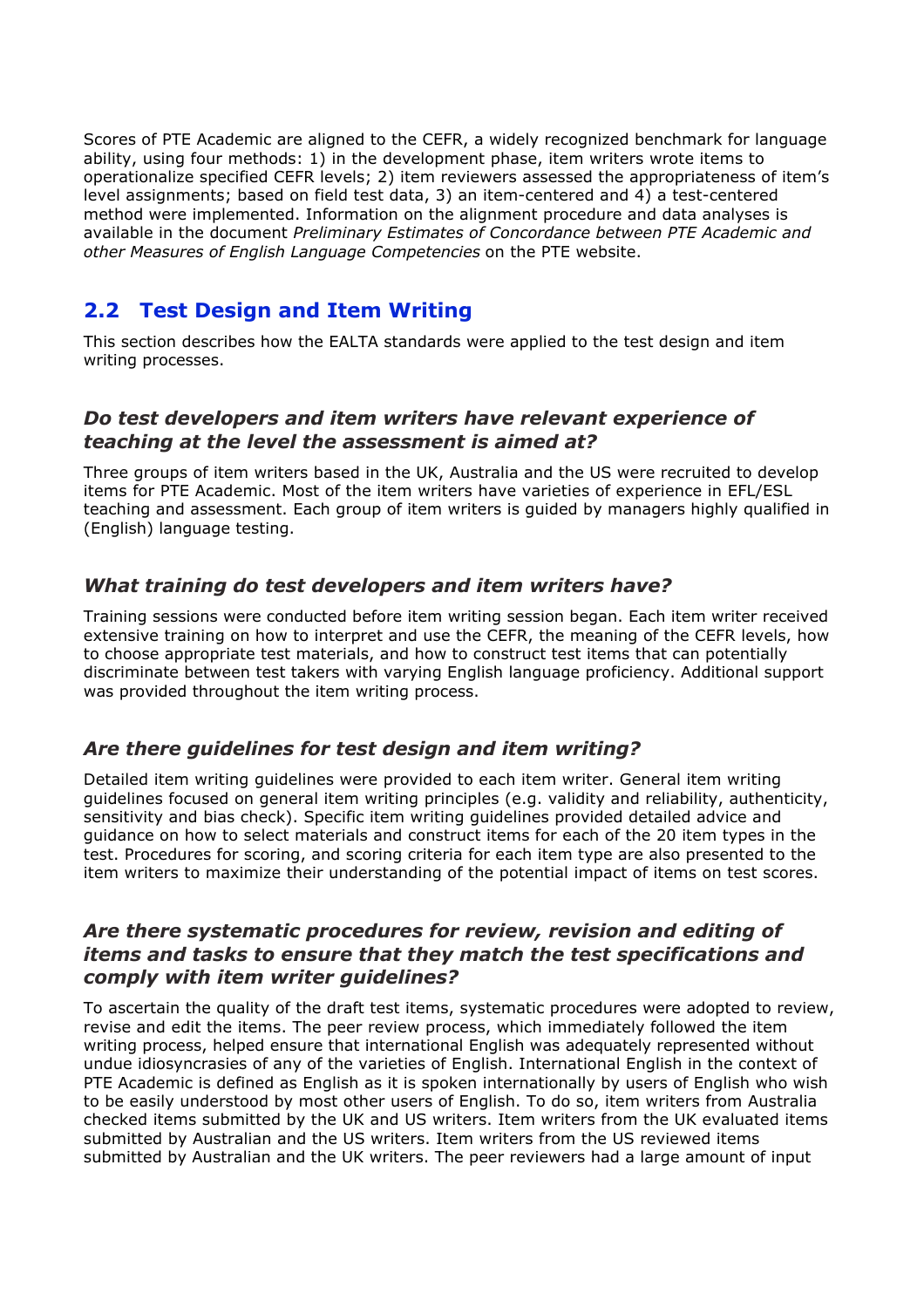Scores of PTE Academic are aligned to the CEFR, a widely recognized benchmark for language ability, using four methods: 1) in the development phase, item writers wrote items to operationalize specified CEFR levels; 2) item reviewers assessed the appropriateness of item's level assignments; based on field test data, 3) an item-centered and 4) a test-centered method were implemented. Information on the alignment procedure and data analyses is available in the document *Preliminary Estimates of Concordance between PTE Academic and other Measures of English Language Competencies* on the PTE website.

## 2.2 Test Design and Item Writing

This section describes how the EALTA standards were applied to the test design and item writing processes.

### *Do test developers and item writers have relevant experience of teaching at the level the assessment is aimed at?*

Three groups of item writers based in the UK, Australia and the US were recruited to develop items for PTE Academic. Most of the item writers have varieties of experience in EFL/ESL teaching and assessment. Each group of item writers is guided by managers highly qualified in (English) language testing.

### *What training do test developers and item writers have?*

Training sessions were conducted before item writing session began. Each item writer received extensive training on how to interpret and use the CEFR, the meaning of the CEFR levels, how to choose appropriate test materials, and how to construct test items that can potentially discriminate between test takers with varying English language proficiency. Additional support was provided throughout the item writing process.

### *Are there guidelines for test design and item writing?*

Detailed item writing guidelines were provided to each item writer. General item writing guidelines focused on general item writing principles (e.g. validity and reliability, authenticity, sensitivity and bias check). Specific item writing guidelines provided detailed advice and guidance on how to select materials and construct items for each of the 20 item types in the test. Procedures for scoring, and scoring criteria for each item type are also presented to the item writers to maximize their understanding of the potential impact of items on test scores.

### *Are there systematic procedures for review, revision and editing of items and tasks to ensure that they match the test specifications and comply with item writer guidelines?*

To ascertain the quality of the draft test items, systematic procedures were adopted to review, revise and edit the items. The peer review process, which immediately followed the item writing process, helped ensure that international English was adequately represented without undue idiosyncrasies of any of the varieties of English. International English in the context of PTE Academic is defined as English as it is spoken internationally by users of English who wish to be easily understood by most other users of English. To do so, item writers from Australia checked items submitted by the UK and US writers. Item writers from the UK evaluated items submitted by Australian and the US writers. Item writers from the US reviewed items submitted by Australian and the UK writers. The peer reviewers had a large amount of input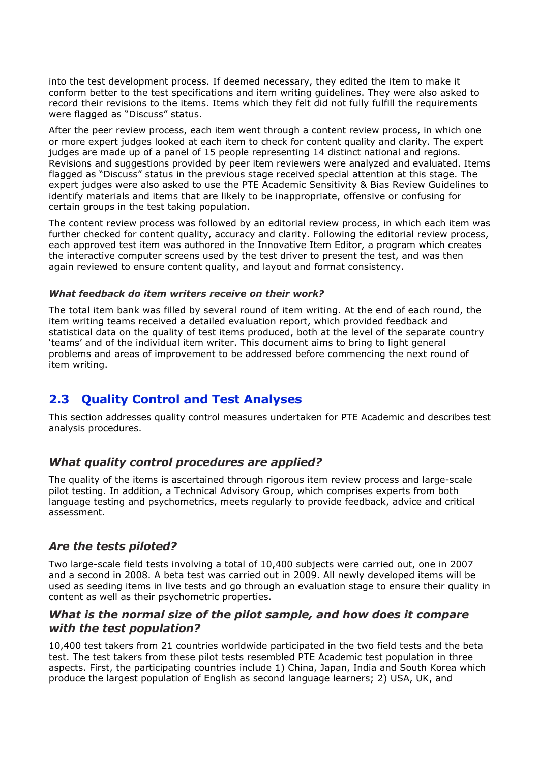into the test development process. If deemed necessary, they edited the item to make it conform better to the test specifications and item writing guidelines. They were also asked to record their revisions to the items. Items which they felt did not fully fulfill the requirements were flagged as "Discuss" status.

After the peer review process, each item went through a content review process, in which one or more expert judges looked at each item to check for content quality and clarity. The expert judges are made up of a panel of 15 people representing 14 distinct national and regions. Revisions and suggestions provided by peer item reviewers were analyzed and evaluated. Items flagged as "Discuss" status in the previous stage received special attention at this stage. The expert judges were also asked to use the PTE Academic Sensitivity & Bias Review Guidelines to identify materials and items that are likely to be inappropriate, offensive or confusing for certain groups in the test taking population.

The content review process was followed by an editorial review process, in which each item was further checked for content quality, accuracy and clarity. Following the editorial review process, each approved test item was authored in the Innovative Item Editor, a program which creates the interactive computer screens used by the test driver to present the test, and was then again reviewed to ensure content quality, and layout and format consistency.

#### *What feedback do item writers receive on their work?*

The total item bank was filled by several round of item writing. At the end of each round, the item writing teams received a detailed evaluation report, which provided feedback and statistical data on the quality of test items produced, both at the level of the separate country 'teams' and of the individual item writer. This document aims to bring to light general problems and areas of improvement to be addressed before commencing the next round of item writing.

## 2.3 Quality Control and Test Analyses

This section addresses quality control measures undertaken for PTE Academic and describes test analysis procedures.

### *What quality control procedures are applied?*

The quality of the items is ascertained through rigorous item review process and large-scale pilot testing. In addition, a Technical Advisory Group, which comprises experts from both language testing and psychometrics, meets regularly to provide feedback, advice and critical assessment.

### *Are the tests piloted?*

Two large-scale field tests involving a total of 10,400 subjects were carried out, one in 2007 and a second in 2008. A beta test was carried out in 2009. All newly developed items will be used as seeding items in live tests and go through an evaluation stage to ensure their quality in content as well as their psychometric properties.

### *What is the normal size of the pilot sample, and how does it compare with the test population?*

10,400 test takers from 21 countries worldwide participated in the two field tests and the beta test. The test takers from these pilot tests resembled PTE Academic test population in three aspects. First, the participating countries include 1) China, Japan, India and South Korea which produce the largest population of English as second language learners; 2) USA, UK, and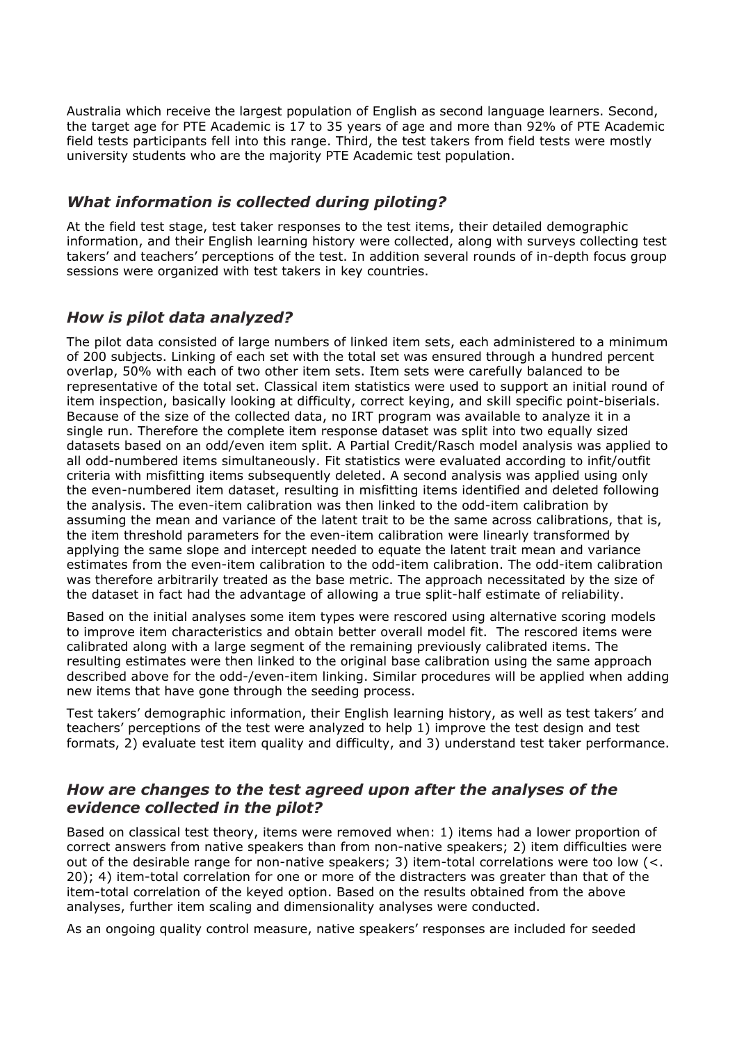Australia which receive the largest population of English as second language learners. Second, the target age for PTE Academic is 17 to 35 years of age and more than 92% of PTE Academic field tests participants fell into this range. Third, the test takers from field tests were mostly university students who are the majority PTE Academic test population.

### *What information is collected during piloting?*

At the field test stage, test taker responses to the test items, their detailed demographic information, and their English learning history were collected, along with surveys collecting test takers' and teachers' perceptions of the test. In addition several rounds of in-depth focus group sessions were organized with test takers in key countries.

### *How is pilot data analyzed?*

The pilot data consisted of large numbers of linked item sets, each administered to a minimum of 200 subjects. Linking of each set with the total set was ensured through a hundred percent overlap, 50% with each of two other item sets. Item sets were carefully balanced to be representative of the total set. Classical item statistics were used to support an initial round of item inspection, basically looking at difficulty, correct keying, and skill specific point-biserials. Because of the size of the collected data, no IRT program was available to analyze it in a single run. Therefore the complete item response dataset was split into two equally sized datasets based on an odd/even item split. A Partial Credit/Rasch model analysis was applied to all odd-numbered items simultaneously. Fit statistics were evaluated according to infit/outfit criteria with misfitting items subsequently deleted. A second analysis was applied using only the even-numbered item dataset, resulting in misfitting items identified and deleted following the analysis. The even-item calibration was then linked to the odd-item calibration by assuming the mean and variance of the latent trait to be the same across calibrations, that is, the item threshold parameters for the even-item calibration were linearly transformed by applying the same slope and intercept needed to equate the latent trait mean and variance estimates from the even-item calibration to the odd-item calibration. The odd-item calibration was therefore arbitrarily treated as the base metric. The approach necessitated by the size of the dataset in fact had the advantage of allowing a true split-half estimate of reliability.

Based on the initial analyses some item types were rescored using alternative scoring models to improve item characteristics and obtain better overall model fit. The rescored items were calibrated along with a large segment of the remaining previously calibrated items. The resulting estimates were then linked to the original base calibration using the same approach described above for the odd-/even-item linking. Similar procedures will be applied when adding new items that have gone through the seeding process.

Test takers' demographic information, their English learning history, as well as test takers' and teachers' perceptions of the test were analyzed to help 1) improve the test design and test formats, 2) evaluate test item quality and difficulty, and 3) understand test taker performance.

### *How are changes to the test agreed upon after the analyses of the evidence collected in the pilot?*

Based on classical test theory, items were removed when: 1) items had a lower proportion of correct answers from native speakers than from non-native speakers; 2) item difficulties were out of the desirable range for non-native speakers; 3) item-total correlations were too low (<. 20); 4) item-total correlation for one or more of the distracters was greater than that of the item-total correlation of the keyed option. Based on the results obtained from the above analyses, further item scaling and dimensionality analyses were conducted.

As an ongoing quality control measure, native speakers' responses are included for seeded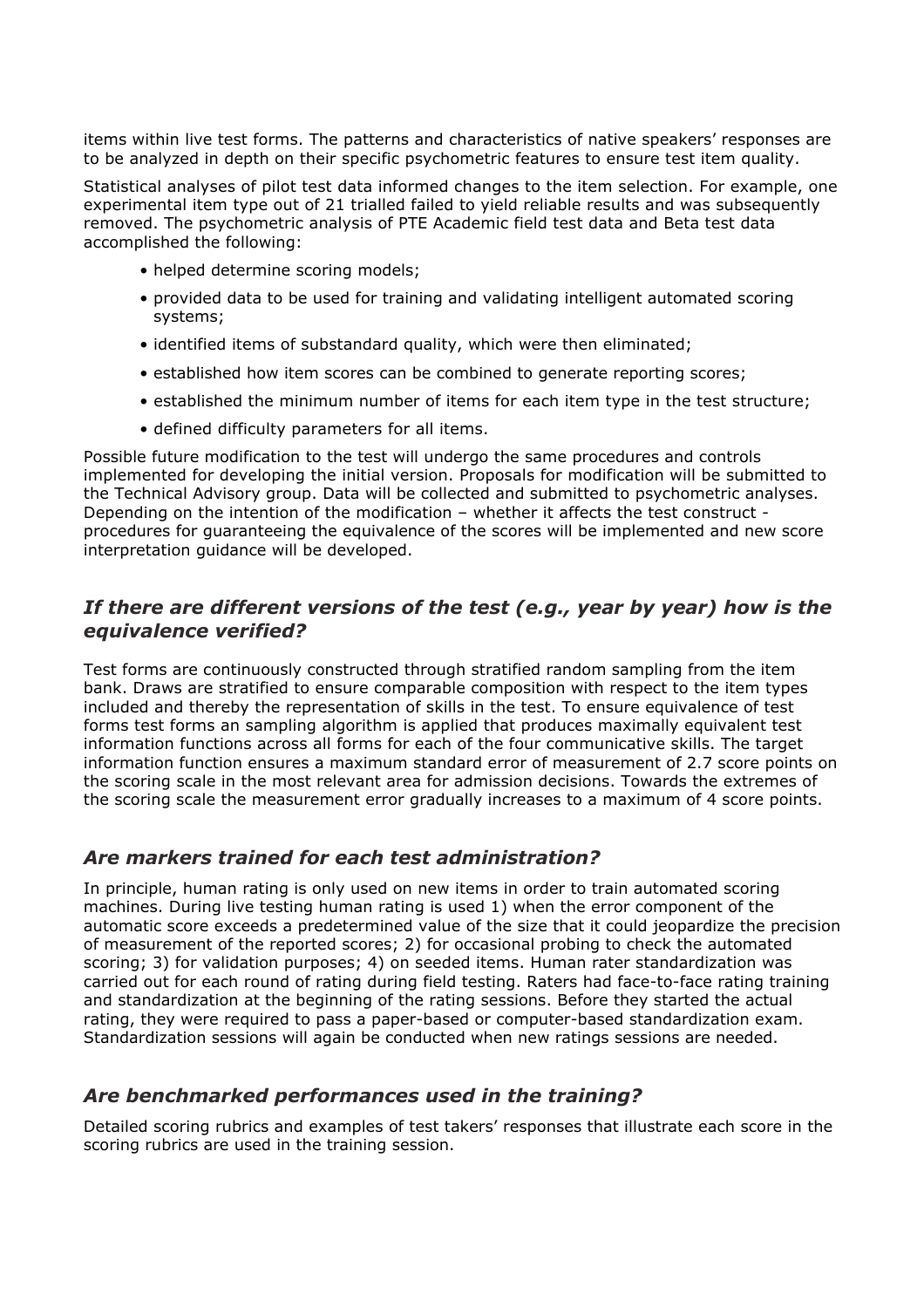items within live test forms. The patterns and characteristics of native speakers' responses are to be analyzed in depth on their specific psychometric features to ensure test item quality.

Statistical analyses of pilot test data informed changes to the item selection. For example, one experimental item type out of 21 trialled failed to yield reliable results and was subsequently removed. The psychometric analysis of PTE Academic field test data and Beta test data accomplished the following:

- helped determine scoring models;
- provided data to be used for training and validating intelligent automated scoring systems;
- identified items of substandard quality, which were then eliminated;
- established how item scores can be combined to generate reporting scores;
- established the minimum number of items for each item type in the test structure;
- defined difficulty parameters for all items.

Possible future modification to the test will undergo the same procedures and controls implemented for developing the initial version. Proposals for modification will be submitted to the Technical Advisory group. Data will be collected and submitted to psychometric analyses. Depending on the intention of the modification – whether it affects the test construct - procedures for guaranteeing the equivalence of the scores will be implemented and new score interpretation guidance will be developed.

### *If there are different versions of the test (e.g., year by year) how is the equivalence verified?*

Test forms are continuously constructed through stratified random sampling from the item bank. Draws are stratified to ensure comparable composition with respect to the item types included and thereby the representation of skills in the test. To ensure equivalence of test forms test forms an sampling algorithm is applied that produces maximally equivalent test information functions across all forms for each of the four communicative skills. The target information function ensures a maximum standard error of measurement of 2.7 score points on the scoring scale in the most relevant area for admission decisions. Towards the extremes of the scoring scale the measurement error gradually increases to a maximum of 4 score points.

### *Are markers trained for each test administration?*

In principle, human rating is only used on new items in order to train automated scoring machines. During live testing human rating is used 1) when the error component of the automatic score exceeds a predetermined value of the size that it could jeopardize the precision of measurement of the reported scores; 2) for occasional probing to check the automated scoring; 3) for validation purposes; 4) on seeded items. Human rater standardization was carried out for each round of rating during field testing. Raters had face-to-face rating training and standardization at the beginning of the rating sessions. Before they started the actual rating, they were required to pass a paper-based or computer-based standardization exam. Standardization sessions will again be conducted when new ratings sessions are needed.

### *Are benchmarked performances used in the training?*

Detailed scoring rubrics and examples of test takers' responses that illustrate each score in the scoring rubrics are used in the training session.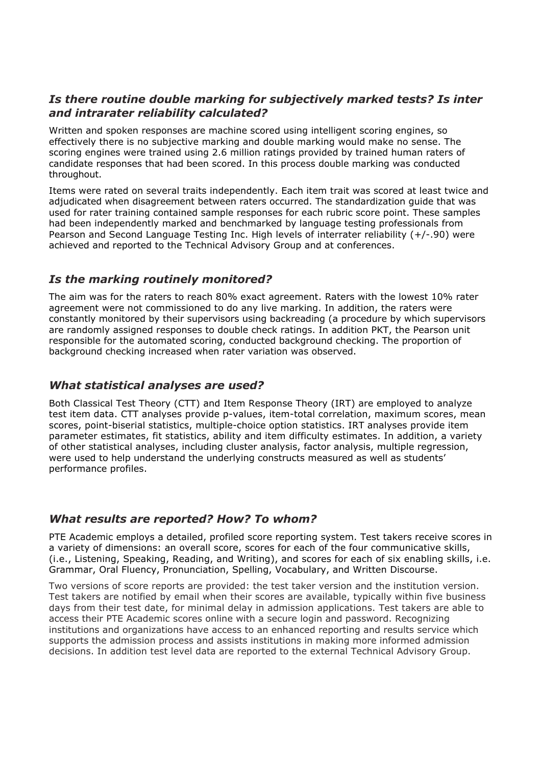### *Is there routine double marking for subjectively marked tests? Is inter and intrarater reliability calculated?*

Written and spoken responses are machine scored using intelligent scoring engines, so effectively there is no subjective marking and double marking would make no sense. The scoring engines were trained using 2.6 million ratings provided by trained human raters of candidate responses that had been scored. In this process double marking was conducted throughout.

Items were rated on several traits independently. Each item trait was scored at least twice and adjudicated when disagreement between raters occurred. The standardization guide that was used for rater training contained sample responses for each rubric score point. These samples had been independently marked and benchmarked by language testing professionals from Pearson and Second Language Testing Inc. High levels of interrater reliability (+/-.90) were achieved and reported to the Technical Advisory Group and at conferences.

### *Is the marking routinely monitored?*

The aim was for the raters to reach 80% exact agreement. Raters with the lowest 10% rater agreement were not commissioned to do any live marking. In addition, the raters were constantly monitored by their supervisors using backreading (a procedure by which supervisors are randomly assigned responses to double check ratings. In addition PKT, the Pearson unit responsible for the automated scoring, conducted background checking. The proportion of background checking increased when rater variation was observed.

### *What statistical analyses are used?*

Both Classical Test Theory (CTT) and Item Response Theory (IRT) are employed to analyze test item data. CTT analyses provide p-values, item-total correlation, maximum scores, mean scores, point-biserial statistics, multiple-choice option statistics. IRT analyses provide item parameter estimates, fit statistics, ability and item difficulty estimates. In addition, a variety of other statistical analyses, including cluster analysis, factor analysis, multiple regression, were used to help understand the underlying constructs measured as well as students' performance profiles.

### *What results are reported? How? To whom?*

PTE Academic employs a detailed, profiled score reporting system. Test takers receive scores in a variety of dimensions: an overall score, scores for each of the four communicative skills, (i.e., Listening, Speaking, Reading, and Writing), and scores for each of six enabling skills, i.e. Grammar, Oral Fluency, Pronunciation, Spelling, Vocabulary, and Written Discourse.

Two versions of score reports are provided: the test taker version and the institution version. Test takers are notified by email when their scores are available, typically within five business days from their test date, for minimal delay in admission applications. Test takers are able to access their PTE Academic scores online with a secure login and password. Recognizing institutions and organizations have access to an enhanced reporting and results service which supports the admission process and assists institutions in making more informed admission decisions. In addition test level data are reported to the external Technical Advisory Group.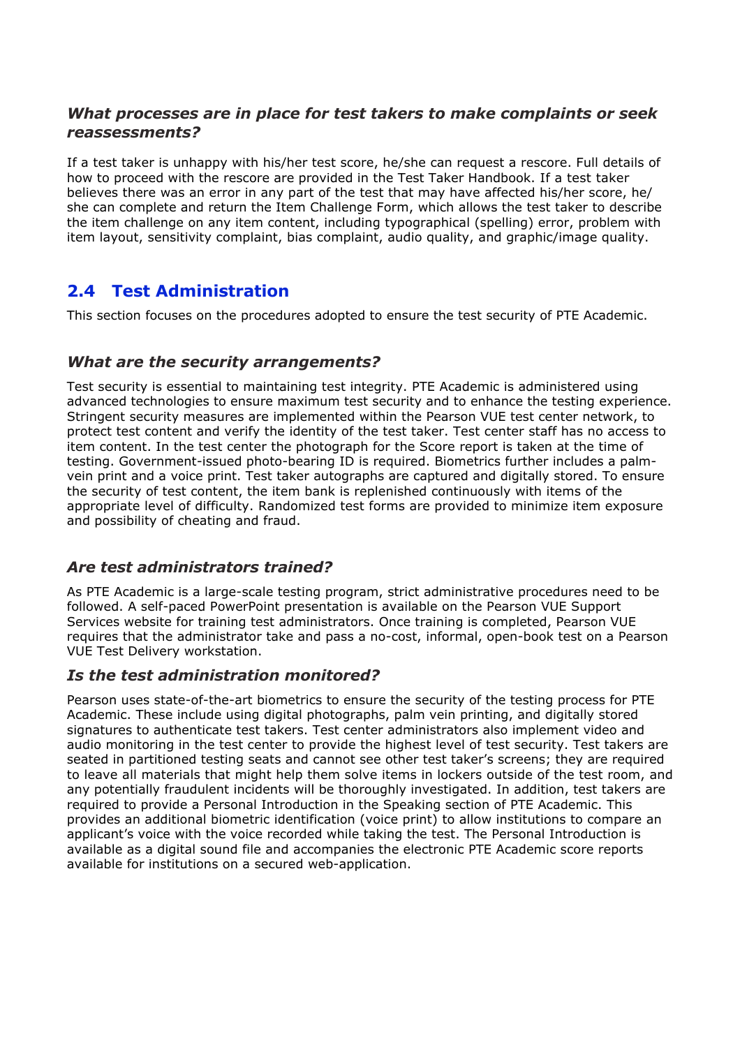### *What processes are in place for test takers to make complaints or seek reassessments?*

If a test taker is unhappy with his/her test score, he/she can request a rescore. Full details of how to proceed with the rescore are provided in the Test Taker Handbook. If a test taker believes there was an error in any part of the test that may have affected his/her score, he/she can complete and return the Item Challenge Form, which allows the test taker to describe the item challenge on any item content, including typographical (spelling) error, problem with item layout, sensitivity complaint, bias complaint, audio quality, and graphic/image quality.

## 2.4 Test Administration

This section focuses on the procedures adopted to ensure the test security of PTE Academic.

### *What are the security arrangements?*

Test security is essential to maintaining test integrity. PTE Academic is administered using advanced technologies to ensure maximum test security and to enhance the testing experience. Stringent security measures are implemented within the Pearson VUE test center network, to protect test content and verify the identity of the test taker. Test center staff has no access to item content. In the test center the photograph for the Score report is taken at the time of testing. Government-issued photo-bearing ID is required. Biometrics further includes a palm-vein print and a voice print. Test taker autographs are captured and digitally stored. To ensure the security of test content, the item bank is replenished continuously with items of the appropriate level of difficulty. Randomized test forms are provided to minimize item exposure and possibility of cheating and fraud.

### *Are test administrators trained?*

As PTE Academic is a large-scale testing program, strict administrative procedures need to be followed. A self-paced PowerPoint presentation is available on the Pearson VUE Support Services website for training test administrators. Once training is completed, Pearson VUE requires that the administrator take and pass a no-cost, informal, open-book test on a Pearson VUE Test Delivery workstation.

### *Is the test administration monitored?*

Pearson uses state-of-the-art biometrics to ensure the security of the testing process for PTE Academic. These include using digital photographs, palm vein printing, and digitally stored signatures to authenticate test takers. Test center administrators also implement video and audio monitoring in the test center to provide the highest level of test security. Test takers are seated in partitioned testing seats and cannot see other test taker's screens; they are required to leave all materials that might help them solve items in lockers outside of the test room, and any potentially fraudulent incidents will be thoroughly investigated. In addition, test takers are required to provide a Personal Introduction in the Speaking section of PTE Academic. This provides an additional biometric identification (voice print) to allow institutions to compare an applicant's voice with the voice recorded while taking the test. The Personal Introduction is available as a digital sound file and accompanies the electronic PTE Academic score reports available for institutions on a secured web-application.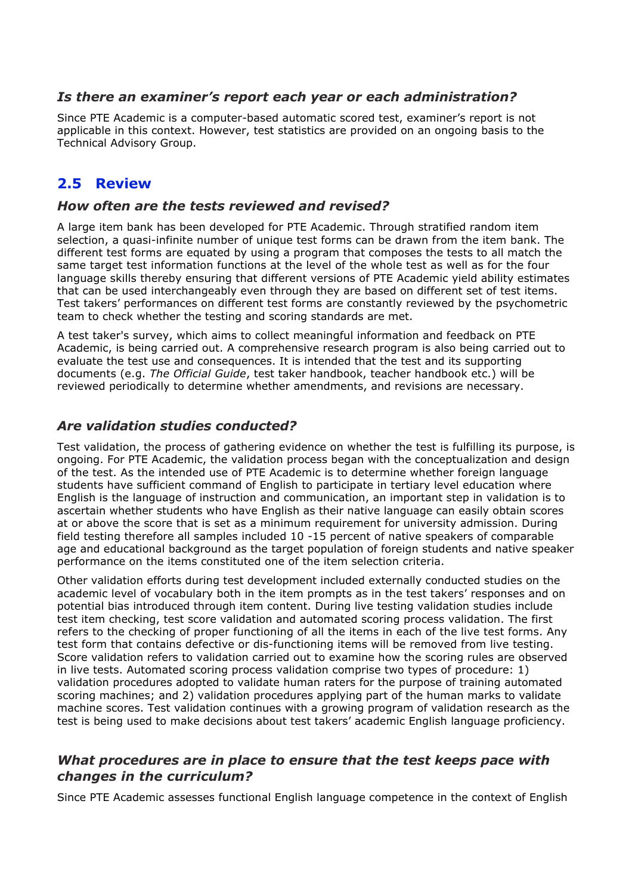### *Is there an examiner's report each year or each administration?*

Since PTE Academic is a computer-based automatic scored test, examiner's report is not applicable in this context. However, test statistics are provided on an ongoing basis to the Technical Advisory Group.

## 2.5 Review

### *How often are the tests reviewed and revised?*

A large item bank has been developed for PTE Academic. Through stratified random item selection, a quasi-infinite number of unique test forms can be drawn from the item bank. The different test forms are equated by using a program that composes the tests to all match the same target test information functions at the level of the whole test as well as for the four language skills thereby ensuring that different versions of PTE Academic yield ability estimates that can be used interchangeably even through they are based on different set of test items. Test takers' performances on different test forms are constantly reviewed by the psychometric team to check whether the testing and scoring standards are met.

A test taker's survey, which aims to collect meaningful information and feedback on PTE Academic, is being carried out. A comprehensive research program is also being carried out to evaluate the test use and consequences. It is intended that the test and its supporting documents (e.g. *The Official Guide*, test taker handbook, teacher handbook etc.) will be reviewed periodically to determine whether amendments, and revisions are necessary.

### *Are validation studies conducted?*

Test validation, the process of gathering evidence on whether the test is fulfilling its purpose, is ongoing. For PTE Academic, the validation process began with the conceptualization and design of the test. As the intended use of PTE Academic is to determine whether foreign language students have sufficient command of English to participate in tertiary level education where English is the language of instruction and communication, an important step in validation is to ascertain whether students who have English as their native language can easily obtain scores at or above the score that is set as a minimum requirement for university admission. During field testing therefore all samples included 10 -15 percent of native speakers of comparable age and educational background as the target population of foreign students and native speaker performance on the items constituted one of the item selection criteria.

Other validation efforts during test development included externally conducted studies on the academic level of vocabulary both in the item prompts as in the test takers' responses and on potential bias introduced through item content. During live testing validation studies include test item checking, test score validation and automated scoring process validation. The first refers to the checking of proper functioning of all the items in each of the live test forms. Any test form that contains defective or dis-functioning items will be removed from live testing. Score validation refers to validation carried out to examine how the scoring rules are observed in live tests. Automated scoring process validation comprise two types of procedure: 1) validation procedures adopted to validate human raters for the purpose of training automated scoring machines; and 2) validation procedures applying part of the human marks to validate machine scores. Test validation continues with a growing program of validation research as the test is being used to make decisions about test takers' academic English language proficiency.

### *What procedures are in place to ensure that the test keeps pace with changes in the curriculum?*

Since PTE Academic assesses functional English language competence in the context of English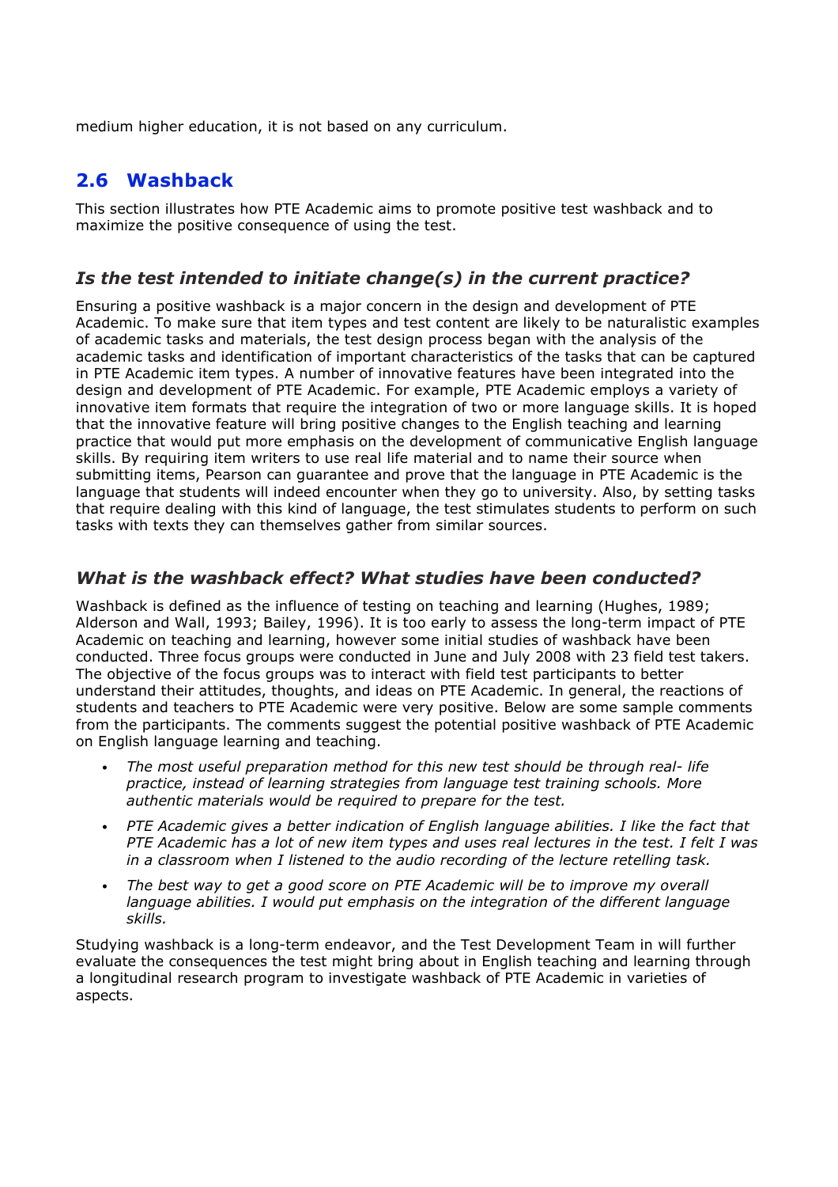medium higher education, it is not based on any curriculum.

## 2.6 Washback

This section illustrates how PTE Academic aims to promote positive test washback and to maximize the positive consequence of using the test.

### *Is the test intended to initiate change(s) in the current practice?*

Ensuring a positive washback is a major concern in the design and development of PTE Academic. To make sure that item types and test content are likely to be naturalistic examples of academic tasks and materials, the test design process began with the analysis of the academic tasks and identification of important characteristics of the tasks that can be captured in PTE Academic item types. A number of innovative features have been integrated into the design and development of PTE Academic. For example, PTE Academic employs a variety of innovative item formats that require the integration of two or more language skills. It is hoped that the innovative feature will bring positive changes to the English teaching and learning practice that would put more emphasis on the development of communicative English language skills. By requiring item writers to use real life material and to name their source when submitting items, Pearson can guarantee and prove that the language in PTE Academic is the language that students will indeed encounter when they go to university. Also, by setting tasks that require dealing with this kind of language, the test stimulates students to perform on such tasks with texts they can themselves gather from similar sources.

### *What is the washback effect? What studies have been conducted?*

Washback is defined as the influence of testing on teaching and learning (Hughes, 1989; Alderson and Wall, 1993; Bailey, 1996). It is too early to assess the long-term impact of PTE Academic on teaching and learning, however some initial studies of washback have been conducted. Three focus groups were conducted in June and July 2008 with 23 field test takers. The objective of the focus groups was to interact with field test participants to better understand their attitudes, thoughts, and ideas on PTE Academic. In general, the reactions of students and teachers to PTE Academic were very positive. Below are some sample comments from the participants. The comments suggest the potential positive washback of PTE Academic on English language learning and teaching.

- *The most useful preparation method for this new test should be through real- life practice, instead of learning strategies from language test training schools. More authentic materials would be required to prepare for the test.*
- *PTE Academic gives a better indication of English language abilities. I like the fact that PTE Academic has a lot of new item types and uses real lectures in the test. I felt I was in a classroom when I listened to the audio recording of the lecture retelling task.*
- *The best way to get a good score on PTE Academic will be to improve my overall language abilities. I would put emphasis on the integration of the different language skills.*

Studying washback is a long-term endeavor, and the Test Development Team in will further evaluate the consequences the test might bring about in English teaching and learning through a longitudinal research program to investigate washback of PTE Academic in varieties of aspects.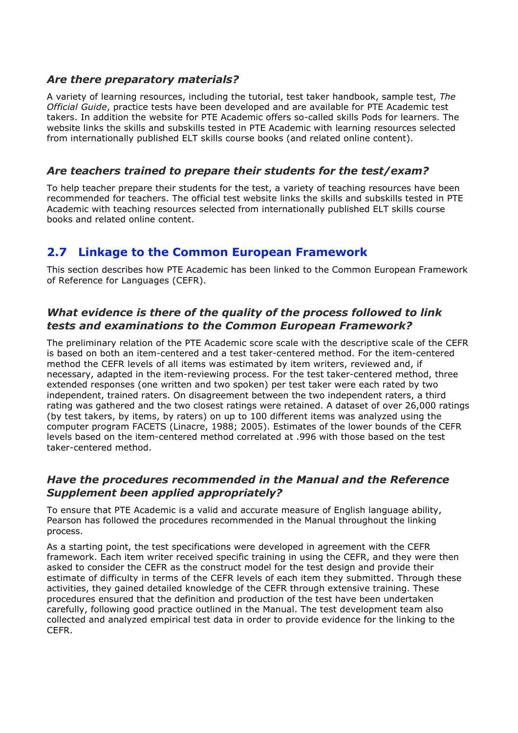### *Are there preparatory materials?*

A variety of learning resources, including the tutorial, test taker handbook, sample test, *The Official Guide*, practice tests have been developed and are available for PTE Academic test takers. In addition the website for PTE Academic offers so-called skills Pods for learners. The website links the skills and subskills tested in PTE Academic with learning resources selected from internationally published ELT skills course books (and related online content).

### *Are teachers trained to prepare their students for the test/exam?*

To help teacher prepare their students for the test, a variety of teaching resources have been recommended for teachers. The official test website links the skills and subskills tested in PTE Academic with teaching resources selected from internationally published ELT skills course books and related online content.

## 2.7 Linkage to the Common European Framework

This section describes how PTE Academic has been linked to the Common European Framework of Reference for Languages (CEFR).

### *What evidence is there of the quality of the process followed to link tests and examinations to the Common European Framework?*

The preliminary relation of the PTE Academic score scale with the descriptive scale of the CEFR is based on both an item-centered and a test taker-centered method. For the item-centered method the CEFR levels of all items was estimated by item writers, reviewed and, if necessary, adapted in the item-reviewing process. For the test taker-centered method, three extended responses (one written and two spoken) per test taker were each rated by two independent, trained raters. On disagreement between the two independent raters, a third rating was gathered and the two closest ratings were retained. A dataset of over 26,000 ratings (by test takers, by items, by raters) on up to 100 different items was analyzed using the computer program FACETS (Linacre, 1988; 2005). Estimates of the lower bounds of the CEFR levels based on the item-centered method correlated at .996 with those based on the test taker-centered method.

### *Have the procedures recommended in the Manual and the Reference Supplement been applied appropriately?*

To ensure that PTE Academic is a valid and accurate measure of English language ability, Pearson has followed the procedures recommended in the Manual throughout the linking process.

As a starting point, the test specifications were developed in agreement with the CEFR framework. Each item writer received specific training in using the CEFR, and they were then asked to consider the CEFR as the construct model for the test design and provide their estimate of difficulty in terms of the CEFR levels of each item they submitted. Through these activities, they gained detailed knowledge of the CEFR through extensive training. These procedures ensured that the definition and production of the test have been undertaken carefully, following good practice outlined in the Manual. The test development team also collected and analyzed empirical test data in order to provide evidence for the linking to the CEFR.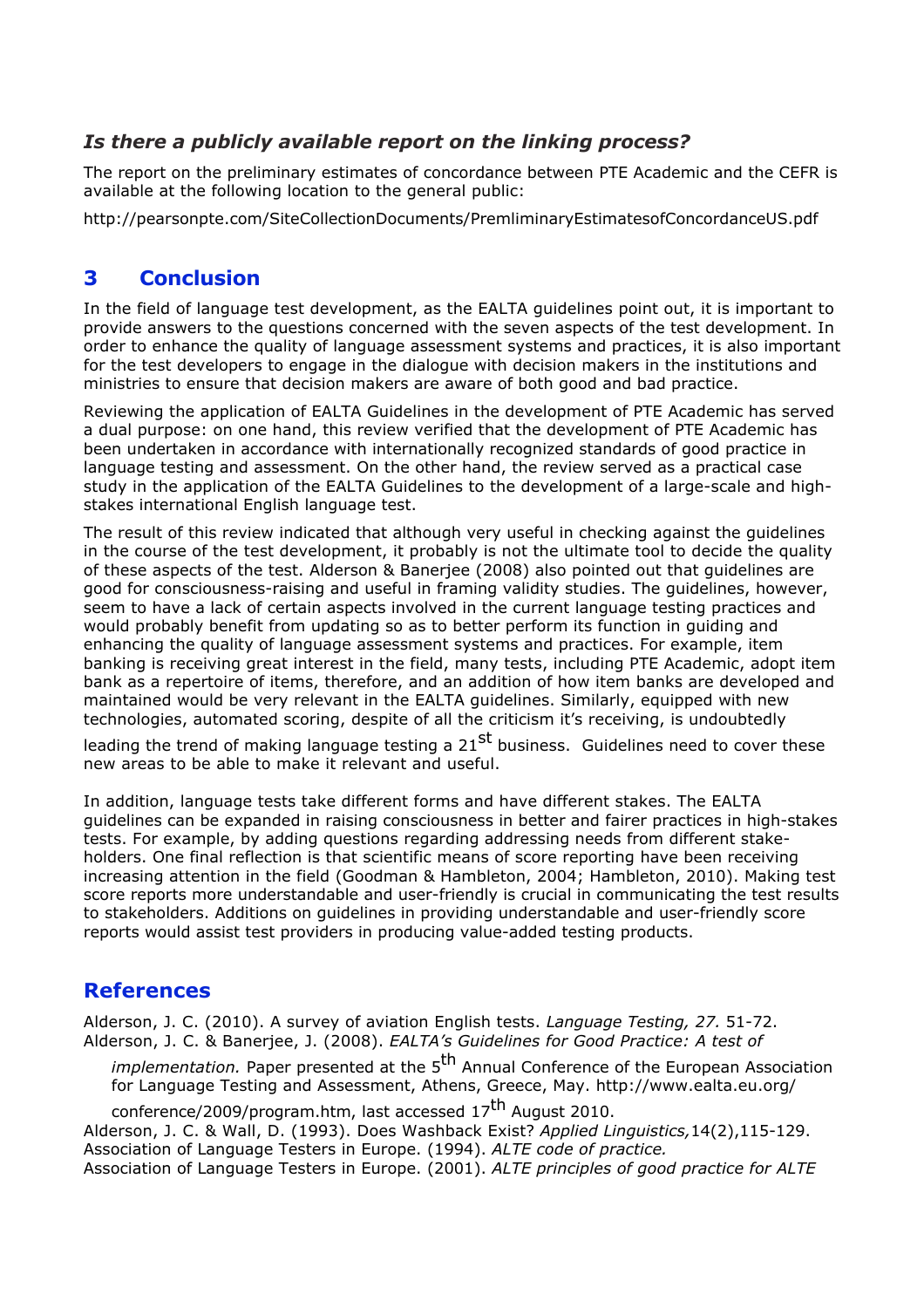### *Is there a publicly available report on the linking process?*

The report on the preliminary estimates of concordance between PTE Academic and the CEFR is available at the following location to the general public:

http://pearsonpte.com/SiteCollectionDocuments/PremliminaryEstimatesofConcordanceUS.pdf

## 3 Conclusion

In the field of language test development, as the EALTA guidelines point out, it is important to provide answers to the questions concerned with the seven aspects of the test development. In order to enhance the quality of language assessment systems and practices, it is also important for the test developers to engage in the dialogue with decision makers in the institutions and ministries to ensure that decision makers are aware of both good and bad practice.

Reviewing the application of EALTA Guidelines in the development of PTE Academic has served a dual purpose: on one hand, this review verified that the development of PTE Academic has been undertaken in accordance with internationally recognized standards of good practice in language testing and assessment. On the other hand, the review served as a practical case study in the application of the EALTA Guidelines to the development of a large-scale and high-stakes international English language test.

The result of this review indicated that although very useful in checking against the guidelines in the course of the test development, it probably is not the ultimate tool to decide the quality of these aspects of the test. Alderson & Banerjee (2008) also pointed out that guidelines are good for consciousness-raising and useful in framing validity studies. The guidelines, however, seem to have a lack of certain aspects involved in the current language testing practices and would probably benefit from updating so as to better perform its function in guiding and enhancing the quality of language assessment systems and practices. For example, item banking is receiving great interest in the field, many tests, including PTE Academic, adopt item bank as a repertoire of items, therefore, and an addition of how item banks are developed and maintained would be very relevant in the EALTA guidelines. Similarly, equipped with new technologies, automated scoring, despite of all the criticism it's receiving, is undoubtedly leading the trend of making language testing a 21st business. Guidelines need to cover these new areas to be able to make it relevant and useful.

In addition, language tests take different forms and have different stakes. The EALTA guidelines can be expanded in raising consciousness in better and fairer practices in high-stakes tests. For example, by adding questions regarding addressing needs from different stake-holders. One final reflection is that scientific means of score reporting have been receiving increasing attention in the field (Goodman & Hambleton, 2004; Hambleton, 2010). Making test score reports more understandable and user-friendly is crucial in communicating the test results to stakeholders. Additions on guidelines in providing understandable and user-friendly score reports would assist test providers in producing value-added testing products.

## References

Alderson, J. C. (2010). A survey of aviation English tests. *Language Testing, 27.* 51-72.

Alderson, J. C. & Banerjee, J. (2008). *EALTA's Guidelines for Good Practice: A test of implementation.* Paper presented at the 5th Annual Conference of the European Association for Language Testing and Assessment, Athens, Greece, May. http://www.ealta.eu.org/conference/2009/program.htm, last accessed 17th August 2010.

Alderson, J. C. & Wall, D. (1993). Does Washback Exist? *Applied Linguistics,*14(2),115-129.

Association of Language Testers in Europe. (1994). *ALTE code of practice.*

Association of Language Testers in Europe. (2001). *ALTE principles of good practice for ALTE*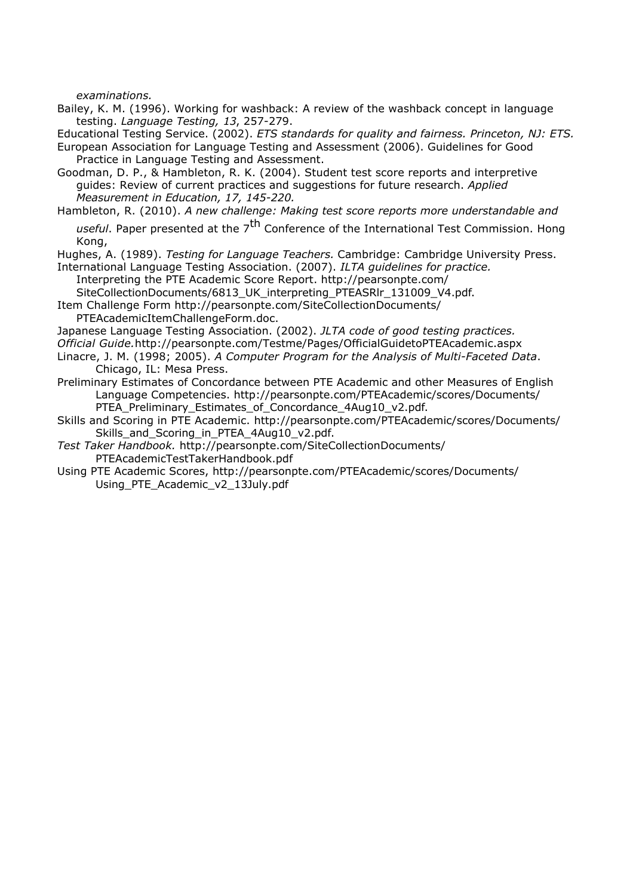*examinations.*

Bailey, K. M. (1996). Working for washback: A review of the washback concept in language testing. *Language Testing, 13*, 257-279.

Educational Testing Service. (2002). *ETS standards for quality and fairness. Princeton, NJ: ETS.*

European Association for Language Testing and Assessment (2006). Guidelines for Good Practice in Language Testing and Assessment.

Goodman, D. P., & Hambleton, R. K. (2004). Student test score reports and interpretive guides: Review of current practices and suggestions for future research. *Applied Measurement in Education, 17, 145-220.*

Hambleton, R. (2010). *A new challenge: Making test score reports more understandable and useful*. Paper presented at the 7th Conference of the International Test Commission. Hong Kong,

Hughes, A. (1989). *Testing for Language Teachers.* Cambridge: Cambridge University Press.

International Language Testing Association. (2007). *ILTA guidelines for practice.*

Interpreting the PTE Academic Score Report. http://pearsonpte.com/SiteCollectionDocuments/6813_UK_interpreting_PTEASRlr_131009_V4.pdf.

Item Challenge Form http://pearsonpte.com/SiteCollectionDocuments/PTEAcademicItemChallengeForm.doc.

Japanese Language Testing Association. (2002). *JLTA code of good testing practices.*

*Official Guide.* http://pearsonpte.com/Testme/Pages/OfficialGuidetoPTEAcademic.aspx

Linacre, J. M. (1998; 2005). *A Computer Program for the Analysis of Multi-Faceted Data*. Chicago, IL: Mesa Press.

Preliminary Estimates of Concordance between PTE Academic and other Measures of English Language Competencies. http://pearsonpte.com/PTEAcademic/scores/Documents/PTEA_Preliminary_Estimates_of_Concordance_4Aug10_v2.pdf.

Skills and Scoring in PTE Academic. http://pearsonpte.com/PTEAcademic/scores/Documents/Skills_and_Scoring_in_PTEA_4Aug10_v2.pdf.

*Test Taker Handbook.* http://pearsonpte.com/SiteCollectionDocuments/PTEAcademicTestTakerHandbook.pdf

Using PTE Academic Scores, http://pearsonpte.com/PTEAcademic/scores/Documents/Using_PTE_Academic_v2_13July.pdf